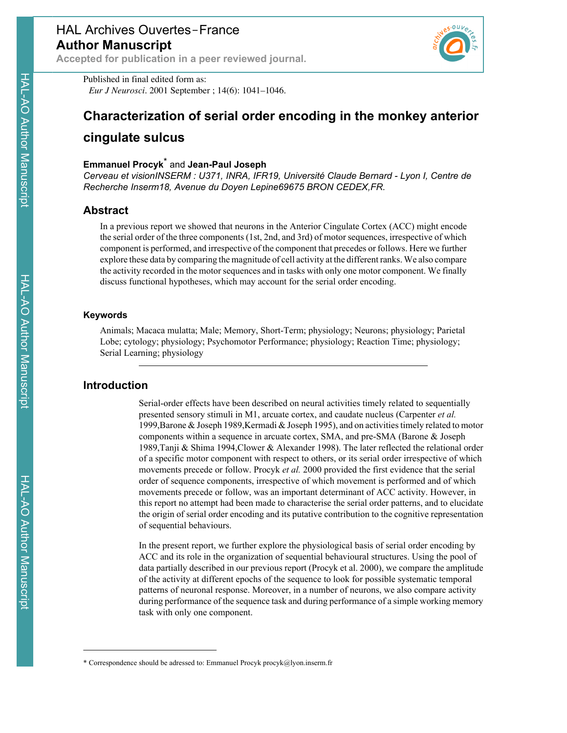# Characterization of serial order encoding in the monkey anterior cingulate sulcus

**Emmanuel Procyk*** and **Jean-Paul Joseph**

*Cerveau et visionINSERM : U371, INRA, IFR19, Université Claude Bernard - Lyon I, Centre de Recherche Inserm18, Avenue du Doyen Lepine69675 BRON CEDEX,FR.*

## Abstract

In a previous report we showed that neurons in the Anterior Cingulate Cortex (ACC) might encode the serial order of the three components (1st, 2nd, and 3rd) of motor sequences, irrespective of which component is performed, and irrespective of the component that precedes or follows. Here we further explore these data by comparing the magnitude of cell activity at the different ranks. We also compare the activity recorded in the motor sequences and in tasks with only one motor component. We finally discuss functional hypotheses, which may account for the serial order encoding.

### Keywords

Animals; Macaca mulatta; Male; Memory, Short-Term; physiology; Neurons; physiology; Parietal Lobe; cytology; physiology; Psychomotor Performance; physiology; Reaction Time; physiology; Serial Learning; physiology

## Introduction

Serial-order effects have been described on neural activities timely related to sequentially presented sensory stimuli in M1, arcuate cortex, and caudate nucleus (Carpenter *et al.* 1999,Barone & Joseph 1989,Kermadi & Joseph 1995), and on activities timely related to motor components within a sequence in arcuate cortex, SMA, and pre-SMA (Barone & Joseph 1989,Tanji & Shima 1994,Clower & Alexander 1998). The later reflected the relational order of a specific motor component with respect to others, or its serial order irrespective of which movements precede or follow. Procyk *et al.* 2000 provided the first evidence that the serial order of sequence components, irrespective of which movement is performed and of which movements precede or follow, was an important determinant of ACC activity. However, in this report no attempt had been made to characterise the serial order patterns, and to elucidate the origin of serial order encoding and its putative contribution to the cognitive representation of sequential behaviours.

In the present report, we further explore the physiological basis of serial order encoding by ACC and its role in the organization of sequential behavioural structures. Using the pool of data partially described in our previous report (Procyk et al. 2000), we compare the amplitude of the activity at different epochs of the sequence to look for possible systematic temporal patterns of neuronal response. Moreover, in a number of neurons, we also compare activity during performance of the sequence task and during performance of a simple working memory task with only one component.

* Correspondence should be adressed to: Emmanuel Procyk procyk@lyon.inserm.fr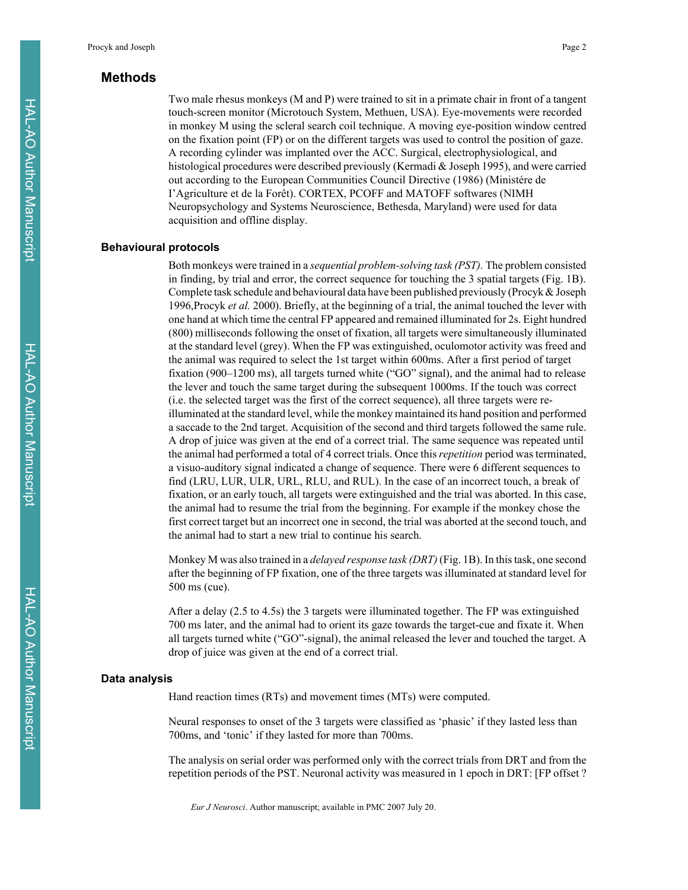## Methods

Two male rhesus monkeys (M and P) were trained to sit in a primate chair in front of a tangent touch-screen monitor (Microtouch System, Methuen, USA). Eye-movements were recorded in monkey M using the scleral search coil technique. A moving eye-position window centred on the fixation point (FP) or on the different targets was used to control the position of gaze. A recording cylinder was implanted over the ACC. Surgical, electrophysiological, and histological procedures were described previously (Kermadi & Joseph 1995), and were carried out according to the European Communities Council Directive (1986) (Ministére de I'Agriculture et de la Forêt). CORTEX, PCOFF and MATOFF softwares (NIMH Neuropsychology and Systems Neuroscience, Bethesda, Maryland) were used for data acquisition and offline display.

### Behavioural protocols

Both monkeys were trained in a *sequential problem-solving task (PST).* The problem consisted in finding, by trial and error, the correct sequence for touching the 3 spatial targets (Fig. 1B). Complete task schedule and behavioural data have been published previously (Procyk & Joseph 1996,Procyk *et al.* 2000). Briefly, at the beginning of a trial, the animal touched the lever with one hand at which time the central FP appeared and remained illuminated for 2s. Eight hundred (800) milliseconds following the onset of fixation, all targets were simultaneously illuminated at the standard level (grey). When the FP was extinguished, oculomotor activity was freed and the animal was required to select the 1st target within 600ms. After a first period of target fixation (900–1200 ms), all targets turned white ("GO" signal), and the animal had to release the lever and touch the same target during the subsequent 1000ms. If the touch was correct (i.e. the selected target was the first of the correct sequence), all three targets were re-illuminated at the standard level, while the monkey maintained its hand position and performed a saccade to the 2nd target. Acquisition of the second and third targets followed the same rule. A drop of juice was given at the end of a correct trial. The same sequence was repeated until the animal had performed a total of 4 correct trials. Once this *repetition* period was terminated, a visuo-auditory signal indicated a change of sequence. There were 6 different sequences to find (LRU, LUR, ULR, URL, RLU, and RUL). In the case of an incorrect touch, a break of fixation, or an early touch, all targets were extinguished and the trial was aborted. In this case, the animal had to resume the trial from the beginning. For example if the monkey chose the first correct target but an incorrect one in second, the trial was aborted at the second touch, and the animal had to start a new trial to continue his search.

Monkey M was also trained in a *delayed response task (DRT)* (Fig. 1B). In this task, one second after the beginning of FP fixation, one of the three targets was illuminated at standard level for 500 ms (cue).

After a delay (2.5 to 4.5s) the 3 targets were illuminated together. The FP was extinguished 700 ms later, and the animal had to orient its gaze towards the target-cue and fixate it. When all targets turned white ("GO"-signal), the animal released the lever and touched the target. A drop of juice was given at the end of a correct trial.

### Data analysis

Hand reaction times (RTs) and movement times (MTs) were computed.

Neural responses to onset of the 3 targets were classified as 'phasic' if they lasted less than 700ms, and 'tonic' if they lasted for more than 700ms.

The analysis on serial order was performed only with the correct trials from DRT and from the repetition periods of the PST. Neuronal activity was measured in 1 epoch in DRT: [FP offset ?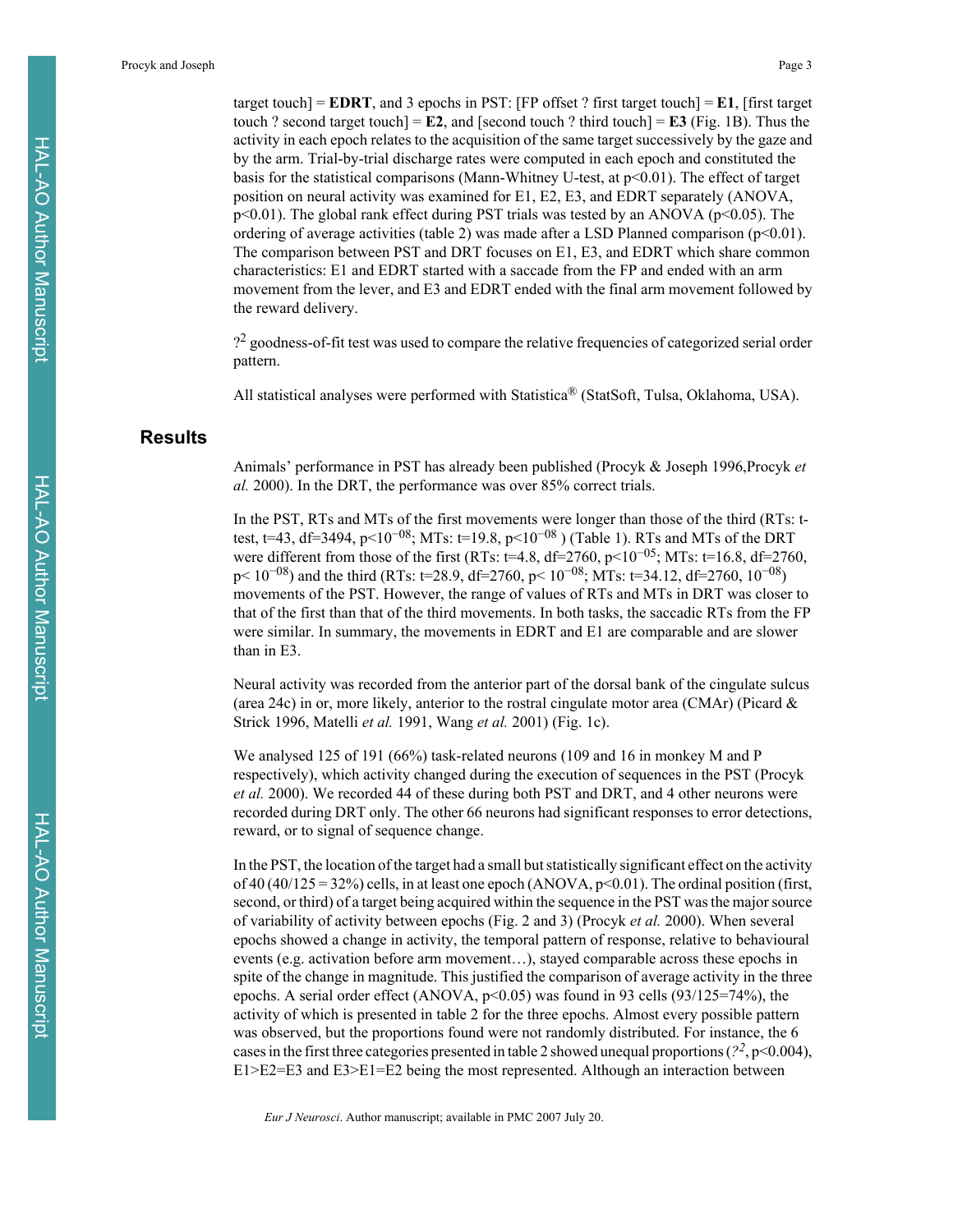target touch] = **EDRT**, and 3 epochs in PST: [FP offset ? first target touch] = **E1**, [first target touch ? second target touch] = **E2**, and [second touch ? third touch] = **E3** (Fig. 1B). Thus the activity in each epoch relates to the acquisition of the same target successively by the gaze and by the arm. Trial-by-trial discharge rates were computed in each epoch and constituted the basis for the statistical comparisons (Mann-Whitney U-test, at $p<0.01$). The effect of target position on neural activity was examined for E1, E2, E3, and EDRT separately (ANOVA, $p<0.01$). The global rank effect during PST trials was tested by an ANOVA ($p<0.05$). The ordering of average activities (table 2) was made after a LSD Planned comparison ($p<0.01$). The comparison between PST and DRT focuses on E1, E3, and EDRT which share common characteristics: E1 and EDRT started with a saccade from the FP and ended with an arm movement from the lever, and E3 and EDRT ended with the final arm movement followed by the reward delivery.

$?^2$ goodness-of-fit test was used to compare the relative frequencies of categorized serial order pattern.

All statistical analyses were performed with Statistica® (StatSoft, Tulsa, Oklahoma, USA).

## Results

Animals' performance in PST has already been published (Procyk & Joseph 1996,Procyk *et al.* 2000). In the DRT, the performance was over 85% correct trials.

In the PST, RTs and MTs of the first movements were longer than those of the third (RTs: t-test, t=43, df=3494, $p<10^{-08}$; MTs: t=19.8, $p<10^{-08}$ ) (Table 1). RTs and MTs of the DRT were different from those of the first (RTs: t=4.8, df=2760, $p<10^{-05}$; MTs: t=16.8, df=2760, $p< 10^{-08}$) and the third (RTs: t=28.9, df=2760, $p< 10^{-08}$; MTs: t=34.12, df=2760, $10^{-08}$) movements of the PST. However, the range of values of RTs and MTs in DRT was closer to that of the first than that of the third movements. In both tasks, the saccadic RTs from the FP were similar. In summary, the movements in EDRT and E1 are comparable and are slower than in E3.

Neural activity was recorded from the anterior part of the dorsal bank of the cingulate sulcus (area 24c) in or, more likely, anterior to the rostral cingulate motor area (CMAr) (Picard & Strick 1996, Matelli *et al.* 1991, Wang *et al.* 2001) (Fig. 1c).

We analysed 125 of 191 (66%) task-related neurons (109 and 16 in monkey M and P respectively), which activity changed during the execution of sequences in the PST (Procyk *et al.* 2000). We recorded 44 of these during both PST and DRT, and 4 other neurons were recorded during DRT only. The other 66 neurons had significant responses to error detections, reward, or to signal of sequence change.

In the PST, the location of the target had a small but statistically significant effect on the activity of 40 (40/125 = 32%) cells, in at least one epoch (ANOVA, $p<0.01$). The ordinal position (first, second, or third) of a target being acquired within the sequence in the PST was the major source of variability of activity between epochs (Fig. 2 and 3) (Procyk *et al.* 2000). When several epochs showed a change in activity, the temporal pattern of response, relative to behavioural events (e.g. activation before arm movement…), stayed comparable across these epochs in spite of the change in magnitude. This justified the comparison of average activity in the three epochs. A serial order effect (ANOVA, $p<0.05$) was found in 93 cells (93/125=74%), the activity of which is presented in table 2 for the three epochs. Almost every possible pattern was observed, but the proportions found were not randomly distributed. For instance, the 6 cases in the first three categories presented in table 2 showed unequal proportions ($?^2$, $p<0.004$), E1>E2=E3 and E3>E1=E2 being the most represented. Although an interaction between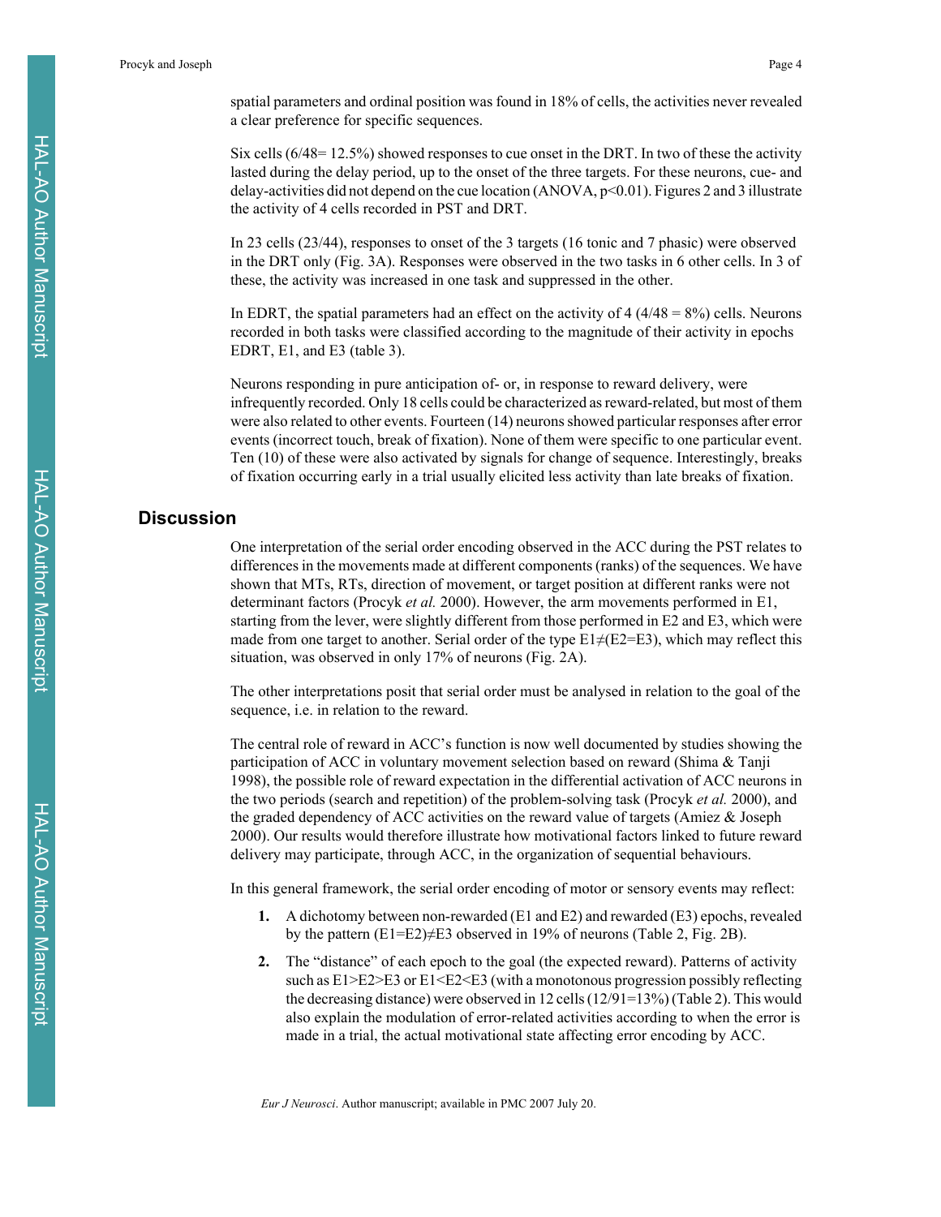spatial parameters and ordinal position was found in 18% of cells, the activities never revealed a clear preference for specific sequences.

Six cells (6/48= 12.5%) showed responses to cue onset in the DRT. In two of these the activity lasted during the delay period, up to the onset of the three targets. For these neurons, cue- and delay-activities did not depend on the cue location (ANOVA, $p<0.01$). Figures 2 and 3 illustrate the activity of 4 cells recorded in PST and DRT.

In 23 cells (23/44), responses to onset of the 3 targets (16 tonic and 7 phasic) were observed in the DRT only (Fig. 3A). Responses were observed in the two tasks in 6 other cells. In 3 of these, the activity was increased in one task and suppressed in the other.

In EDRT, the spatial parameters had an effect on the activity of 4 (4/48 = 8%) cells. Neurons recorded in both tasks were classified according to the magnitude of their activity in epochs EDRT, E1, and E3 (table 3).

Neurons responding in pure anticipation of- or, in response to reward delivery, were infrequently recorded. Only 18 cells could be characterized as reward-related, but most of them were also related to other events. Fourteen (14) neurons showed particular responses after error events (incorrect touch, break of fixation). None of them were specific to one particular event. Ten (10) of these were also activated by signals for change of sequence. Interestingly, breaks of fixation occurring early in a trial usually elicited less activity than late breaks of fixation.

## Discussion

One interpretation of the serial order encoding observed in the ACC during the PST relates to differences in the movements made at different components (ranks) of the sequences. We have shown that MTs, RTs, direction of movement, or target position at different ranks were not determinant factors (Procyk *et al.* 2000). However, the arm movements performed in E1, starting from the lever, were slightly different from those performed in E2 and E3, which were made from one target to another. Serial order of the type E1≠(E2=E3), which may reflect this situation, was observed in only 17% of neurons (Fig. 2A).

The other interpretations posit that serial order must be analysed in relation to the goal of the sequence, i.e. in relation to the reward.

The central role of reward in ACC's function is now well documented by studies showing the participation of ACC in voluntary movement selection based on reward (Shima & Tanji 1998), the possible role of reward expectation in the differential activation of ACC neurons in the two periods (search and repetition) of the problem-solving task (Procyk *et al.* 2000), and the graded dependency of ACC activities on the reward value of targets (Amiez & Joseph 2000). Our results would therefore illustrate how motivational factors linked to future reward delivery may participate, through ACC, in the organization of sequential behaviours.

In this general framework, the serial order encoding of motor or sensory events may reflect:

1. A dichotomy between non-rewarded (E1 and E2) and rewarded (E3) epochs, revealed by the pattern (E1=E2)≠E3 observed in 19% of neurons (Table 2, Fig. 2B).
2. The "distance" of each epoch to the goal (the expected reward). Patterns of activity such as E1>E2>E3 or E1<E2<E3 (with a monotonous progression possibly reflecting the decreasing distance) were observed in 12 cells (12/91=13%) (Table 2). This would also explain the modulation of error-related activities according to when the error is made in a trial, the actual motivational state affecting error encoding by ACC.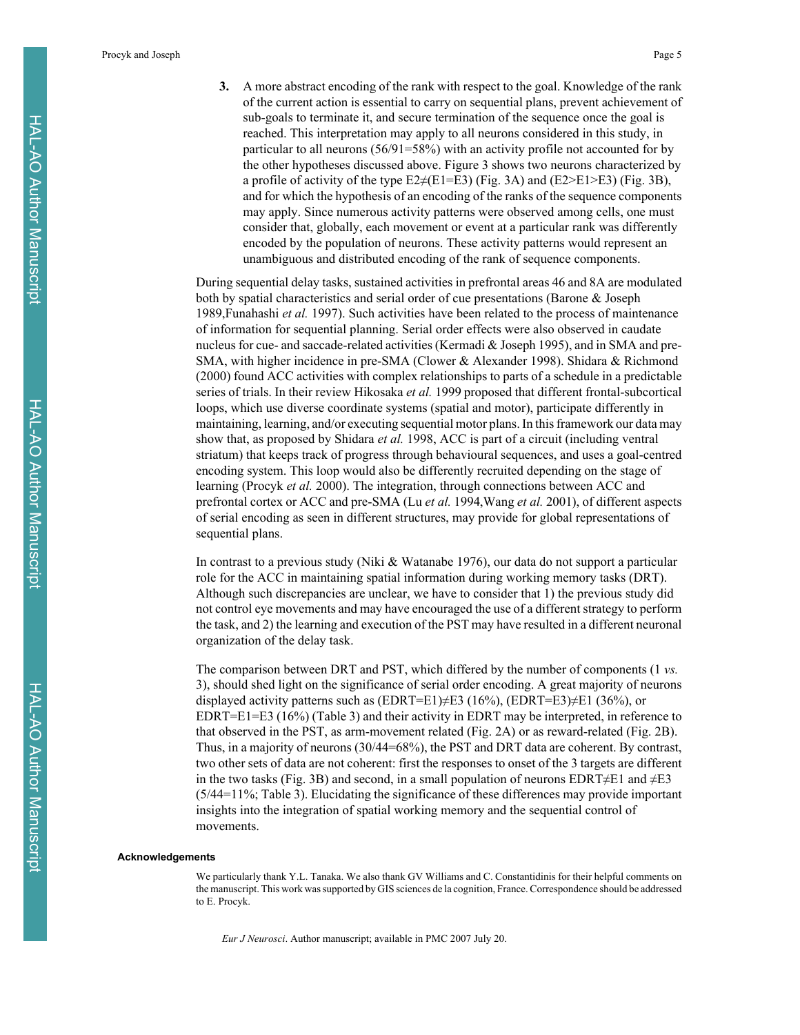3. A more abstract encoding of the rank with respect to the goal. Knowledge of the rank of the current action is essential to carry on sequential plans, prevent achievement of sub-goals to terminate it, and secure termination of the sequence once the goal is reached. This interpretation may apply to all neurons considered in this study, in particular to all neurons (56/91=58%) with an activity profile not accounted for by the other hypotheses discussed above. Figure 3 shows two neurons characterized by a profile of activity of the type E2≠(E1=E3) (Fig. 3A) and (E2>E1>E3) (Fig. 3B), and for which the hypothesis of an encoding of the ranks of the sequence components may apply. Since numerous activity patterns were observed among cells, one must consider that, globally, each movement or event at a particular rank was differently encoded by the population of neurons. These activity patterns would represent an unambiguous and distributed encoding of the rank of sequence components.

During sequential delay tasks, sustained activities in prefrontal areas 46 and 8A are modulated both by spatial characteristics and serial order of cue presentations (Barone & Joseph 1989,Funahashi *et al.* 1997). Such activities have been related to the process of maintenance of information for sequential planning. Serial order effects were also observed in caudate nucleus for cue- and saccade-related activities (Kermadi & Joseph 1995), and in SMA and pre-SMA, with higher incidence in pre-SMA (Clower & Alexander 1998). Shidara & Richmond (2000) found ACC activities with complex relationships to parts of a schedule in a predictable series of trials. In their review Hikosaka *et al.* 1999 proposed that different frontal-subcortical loops, which use diverse coordinate systems (spatial and motor), participate differently in maintaining, learning, and/or executing sequential motor plans. In this framework our data may show that, as proposed by Shidara *et al.* 1998, ACC is part of a circuit (including ventral striatum) that keeps track of progress through behavioural sequences, and uses a goal-centred encoding system. This loop would also be differently recruited depending on the stage of learning (Procyk *et al.* 2000). The integration, through connections between ACC and prefrontal cortex or ACC and pre-SMA (Lu *et al.* 1994,Wang *et al.* 2001), of different aspects of serial encoding as seen in different structures, may provide for global representations of sequential plans.

In contrast to a previous study (Niki & Watanabe 1976), our data do not support a particular role for the ACC in maintaining spatial information during working memory tasks (DRT). Although such discrepancies are unclear, we have to consider that 1) the previous study did not control eye movements and may have encouraged the use of a different strategy to perform the task, and 2) the learning and execution of the PST may have resulted in a different neuronal organization of the delay task.

The comparison between DRT and PST, which differed by the number of components (1 *vs.* 3), should shed light on the significance of serial order encoding. A great majority of neurons displayed activity patterns such as (EDRT=E1)≠E3 (16%), (EDRT=E3)≠E1 (36%), or EDRT=E1=E3 (16%) (Table 3) and their activity in EDRT may be interpreted, in reference to that observed in the PST, as arm-movement related (Fig. 2A) or as reward-related (Fig. 2B). Thus, in a majority of neurons (30/44=68%), the PST and DRT data are coherent. By contrast, two other sets of data are not coherent: first the responses to onset of the 3 targets are different in the two tasks (Fig. 3B) and second, in a small population of neurons EDRT≠E1 and ≠E3 (5/44=11%; Table 3). Elucidating the significance of these differences may provide important insights into the integration of spatial working memory and the sequential control of movements.

## Acknowledgements

We particularly thank Y.L. Tanaka. We also thank GV Williams and C. Constantidinis for their helpful comments on the manuscript. This work was supported by GIS sciences de la cognition, France. Correspondence should be addressed to E. Procyk.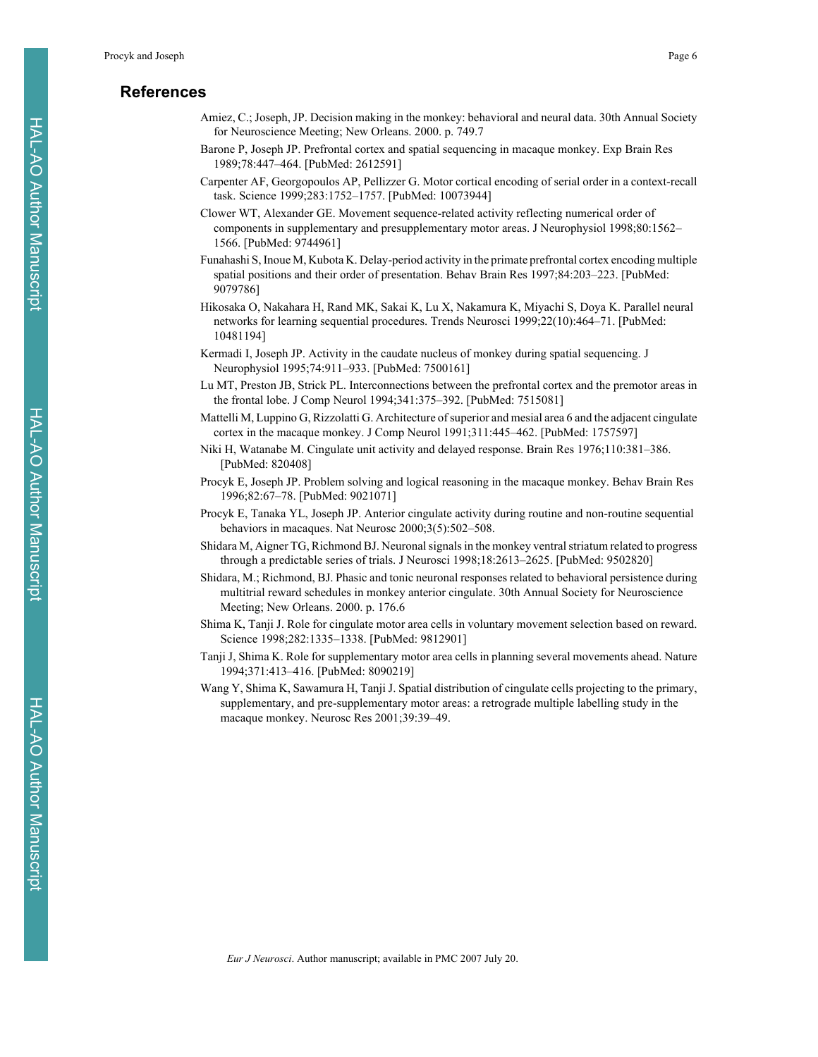## References

Amiez, C.; Joseph, JP. Decision making in the monkey: behavioral and neural data. 30th Annual Society for Neuroscience Meeting; New Orleans. 2000. p. 749.7

Barone P, Joseph JP. Prefrontal cortex and spatial sequencing in macaque monkey. Exp Brain Res 1989;78:447–464. [PubMed: 2612591]

Carpenter AF, Georgopoulos AP, Pellizzer G. Motor cortical encoding of serial order in a context-recall task. Science 1999;283:1752–1757. [PubMed: 10073944]

Clower WT, Alexander GE. Movement sequence-related activity reflecting numerical order of components in supplementary and presupplementary motor areas. J Neurophysiol 1998;80:1562–1566. [PubMed: 9744961]

Funahashi S, Inoue M, Kubota K. Delay-period activity in the primate prefrontal cortex encoding multiple spatial positions and their order of presentation. Behav Brain Res 1997;84:203–223. [PubMed: 9079786]

Hikosaka O, Nakahara H, Rand MK, Sakai K, Lu X, Nakamura K, Miyachi S, Doya K. Parallel neural networks for learning sequential procedures. Trends Neurosci 1999;22(10):464–71. [PubMed: 10481194]

Kermadi I, Joseph JP. Activity in the caudate nucleus of monkey during spatial sequencing. J Neurophysiol 1995;74:911–933. [PubMed: 7500161]

Lu MT, Preston JB, Strick PL. Interconnections between the prefrontal cortex and the premotor areas in the frontal lobe. J Comp Neurol 1994;341:375–392. [PubMed: 7515081]

Mattelli M, Luppino G, Rizzolatti G. Architecture of superior and mesial area 6 and the adjacent cingulate cortex in the macaque monkey. J Comp Neurol 1991;311:445–462. [PubMed: 1757597]

Niki H, Watanabe M. Cingulate unit activity and delayed response. Brain Res 1976;110:381–386. [PubMed: 820408]

Procyk E, Joseph JP. Problem solving and logical reasoning in the macaque monkey. Behav Brain Res 1996;82:67–78. [PubMed: 9021071]

Procyk E, Tanaka YL, Joseph JP. Anterior cingulate activity during routine and non-routine sequential behaviors in macaques. Nat Neurosc 2000;3(5):502–508.

Shidara M, Aigner TG, Richmond BJ. Neuronal signals in the monkey ventral striatum related to progress through a predictable series of trials. J Neurosci 1998;18:2613–2625. [PubMed: 9502820]

Shidara, M.; Richmond, BJ. Phasic and tonic neuronal responses related to behavioral persistence during multitrial reward schedules in monkey anterior cingulate. 30th Annual Society for Neuroscience Meeting; New Orleans. 2000. p. 176.6

Shima K, Tanji J. Role for cingulate motor area cells in voluntary movement selection based on reward. Science 1998;282:1335–1338. [PubMed: 9812901]

Tanji J, Shima K. Role for supplementary motor area cells in planning several movements ahead. Nature 1994;371:413–416. [PubMed: 8090219]

Wang Y, Shima K, Sawamura H, Tanji J. Spatial distribution of cingulate cells projecting to the primary, supplementary, and pre-supplementary motor areas: a retrograde multiple labelling study in the macaque monkey. Neurosc Res 2001;39:39–49.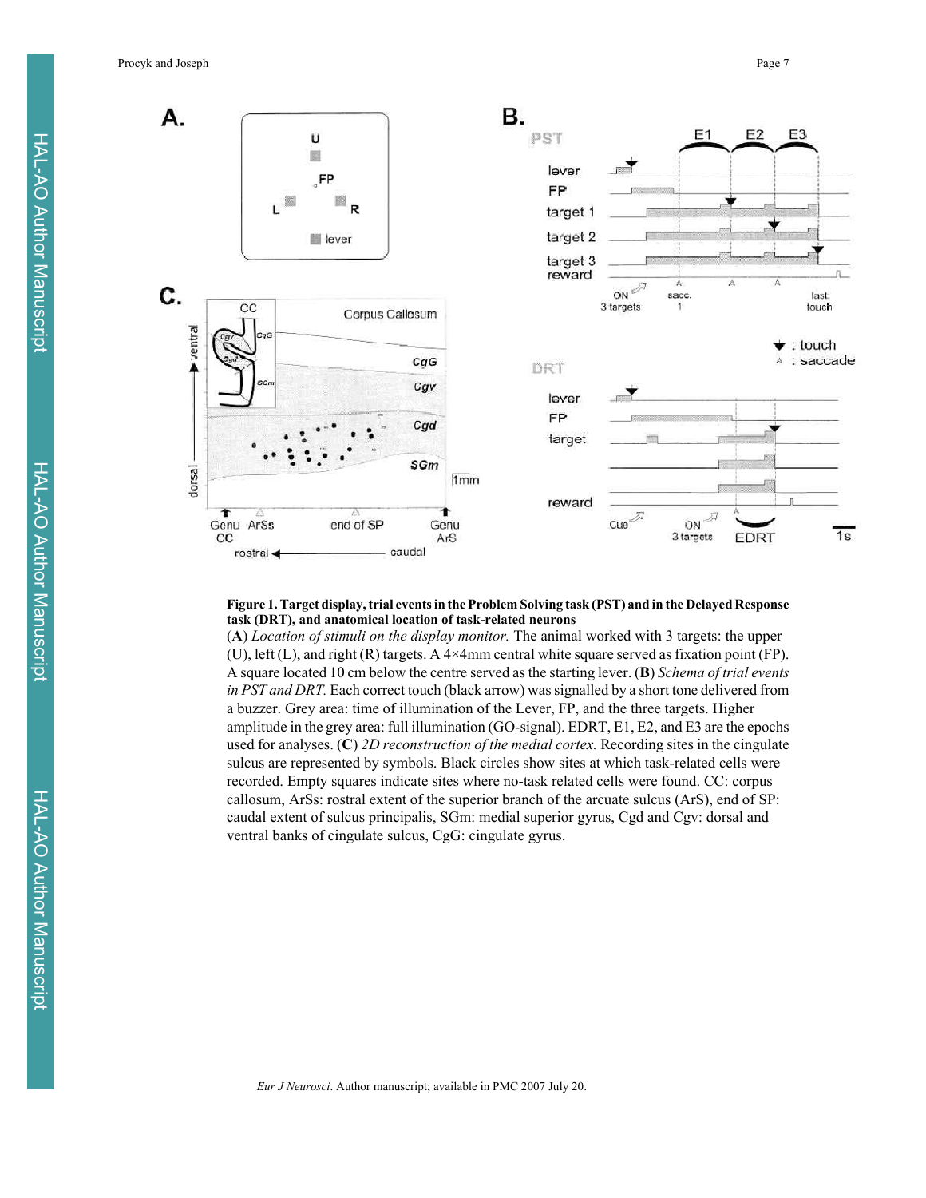**Figure 1. Target display, trial events in the Problem Solving task (PST) and in the Delayed Response task (DRT), and anatomical location of task-related neurons**

(**A**) *Location of stimuli on the display monitor.* The animal worked with 3 targets: the upper (U), left (L), and right (R) targets. A 4×4mm central white square served as fixation point (FP). A square located 10 cm below the centre served as the starting lever. (**B**) *Schema of trial events in PST and DRT.* Each correct touch (black arrow) was signalled by a short tone delivered from a buzzer. Grey area: time of illumination of the Lever, FP, and the three targets. Higher amplitude in the grey area: full illumination (GO-signal). EDRT, E1, E2, and E3 are the epochs used for analyses. (**C**) *2D reconstruction of the medial cortex.* Recording sites in the cingulate sulcus are represented by symbols. Black circles show sites at which task-related cells were recorded. Empty squares indicate sites where no-task related cells were found. CC: corpus callosum, ArSs: rostral extent of the superior branch of the arcuate sulcus (ArS), end of SP: caudal extent of sulcus principalis, SGm: medial superior gyrus, Cgd and Cgv: dorsal and ventral banks of cingulate sulcus, CgG: cingulate gyrus.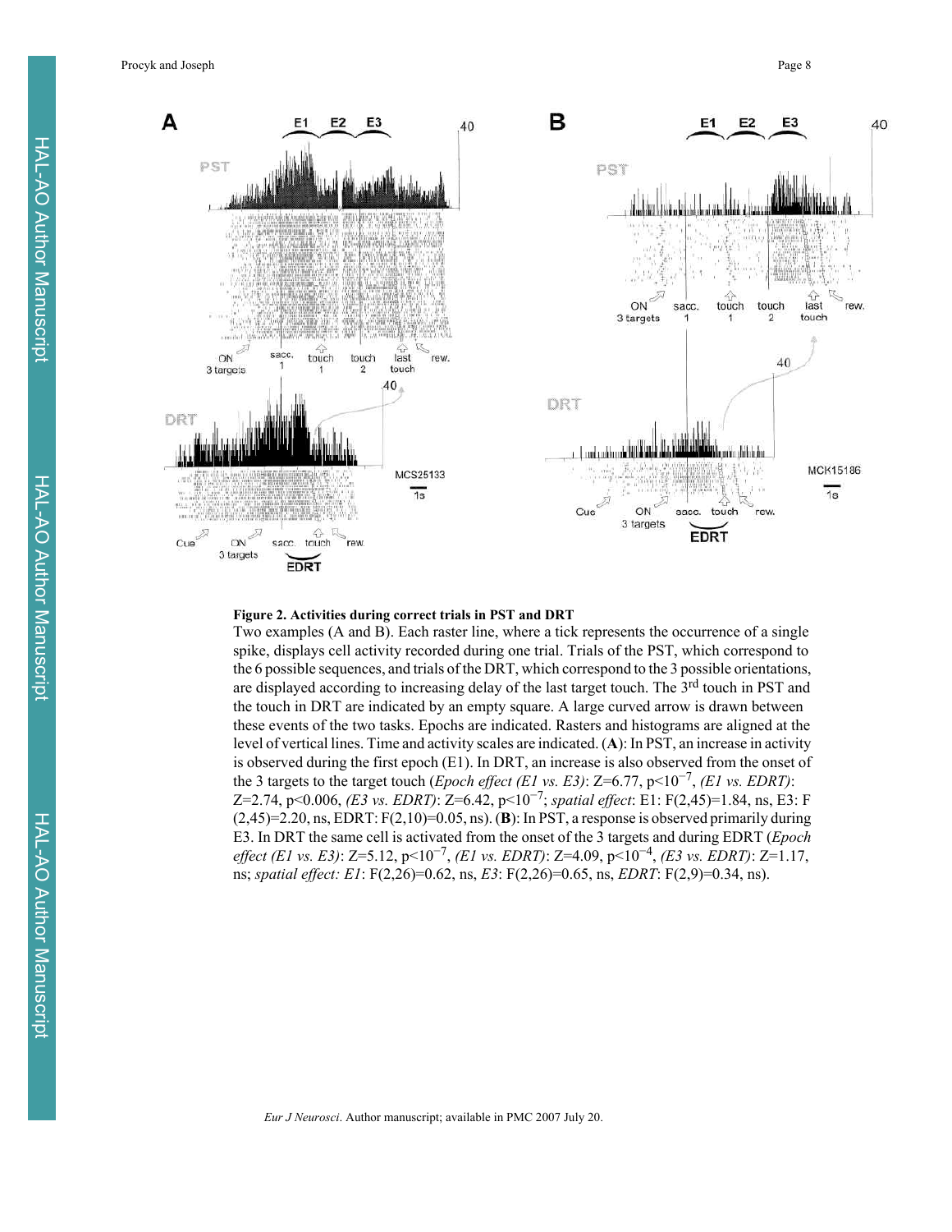**Figure 2. Activities during correct trials in PST and DRT**

Two examples (A and B). Each raster line, where a tick represents the occurrence of a single spike, displays cell activity recorded during one trial. Trials of the PST, which correspond to the 6 possible sequences, and trials of the DRT, which correspond to the 3 possible orientations, are displayed according to increasing delay of the last target touch. The 3rd touch in PST and the touch in DRT are indicated by an empty square. A large curved arrow is drawn between these events of the two tasks. Epochs are indicated. Rasters and histograms are aligned at the level of vertical lines. Time and activity scales are indicated. (**A**): In PST, an increase in activity is observed during the first epoch (E1). In DRT, an increase is also observed from the onset of the 3 targets to the target touch (*Epoch effect (E1 vs. E3)*: Z=6.77, $p<10^{-7}$, *(E1 vs. EDRT)*: Z=2.74, p<0.006, *(E3 vs. EDRT)*: Z=6.42, $p<10^{-7}$; *spatial effect*: E1: $F(2,45)=1.84$, ns, E3: $F(2,45)=2.20$, ns, EDRT: $F(2,10)=0.05$, ns). (**B**): In PST, a response is observed primarily during E3. In DRT the same cell is activated from the onset of the 3 targets and during EDRT (*Epoch effect (E1 vs. E3)*: Z=5.12, $p<10^{-7}$, *(E1 vs. EDRT)*: Z=4.09, $p<10^{-4}$, *(E3 vs. EDRT)*: Z=1.17, ns; *spatial effect: E1*: $F(2,26)=0.62$, ns, *E3*: $F(2,26)=0.65$, ns, *EDRT*: $F(2,9)=0.34$, ns).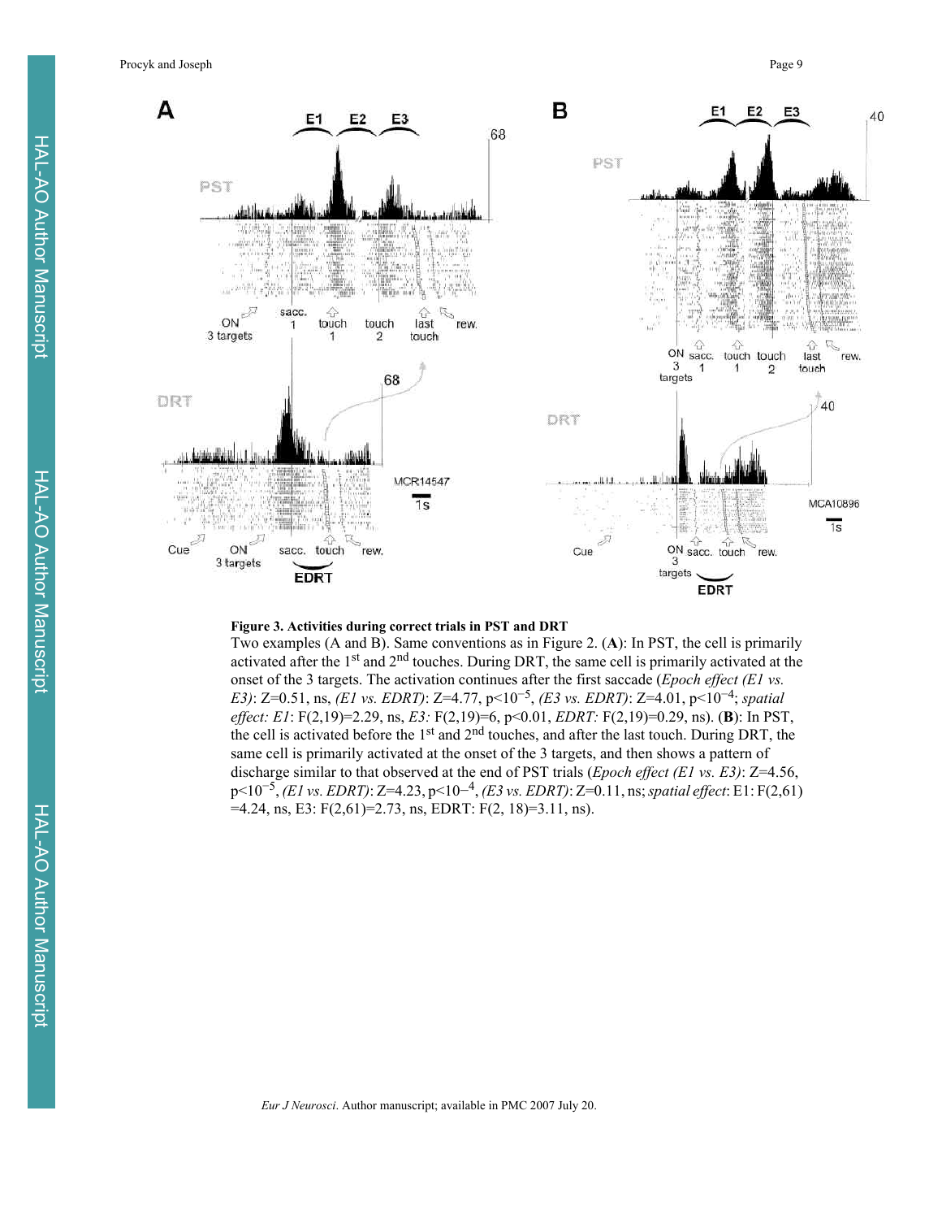**Figure 3. Activities during correct trials in PST and DRT**

Two examples (A and B). Same conventions as in Figure 2. (**A**): In PST, the cell is primarily activated after the 1st and 2nd touches. During DRT, the same cell is primarily activated at the onset of the 3 targets. The activation continues after the first saccade (*Epoch effect (E1 vs. E3)*: Z=0.51, ns, *(E1 vs. EDRT)*: Z=4.77, $p<10^{-5}$, *(E3 vs. EDRT)*: Z=4.01, $p<10^{-4}$; *spatial effect: E1*: $F(2,19)=2.29$, ns, *E3:* $F(2,19)=6$, $p<0.01$, *EDRT:* $F(2,19)=0.29$, ns). (**B**): In PST, the cell is activated before the 1st and 2nd touches, and after the last touch. During DRT, the same cell is primarily activated at the onset of the 3 targets, and then shows a pattern of discharge similar to that observed at the end of PST trials (*Epoch effect (E1 vs. E3)*: Z=4.56, $p<10^{-5}$, *(E1 vs. EDRT)*: Z=4.23, $p<10^{-4}$, *(E3 vs. EDRT)*: Z=0.11, ns; *spatial effect*: E1: $F(2,61)=4.24$, ns, E3: $F(2,61)=2.73$, ns, EDRT: $F(2, 18)=3.11$, ns).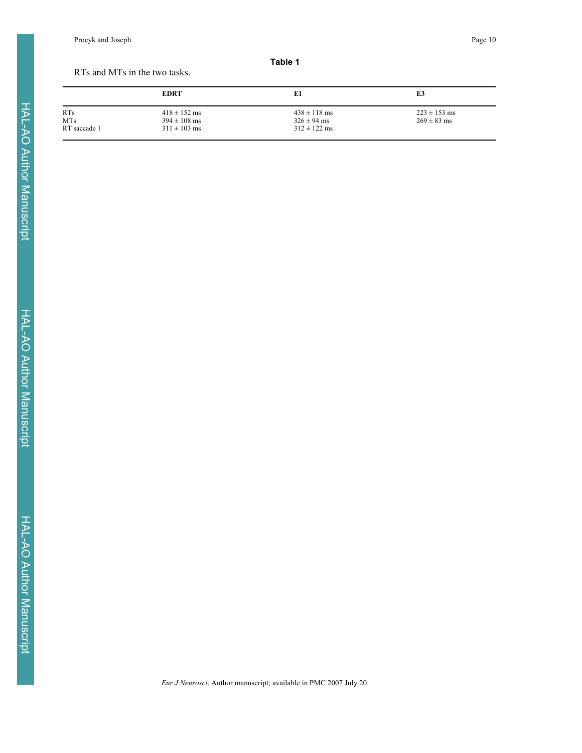**Table 1**

RTs and MTs in the two tasks.

| | EDRT | E1 | E3 |
|---|---|---|---|
| RTs | 418 ± 152 ms | 438 ± 118 ms | 223 ± 153 ms |
| MTs | 394 ± 108 ms | 326 ± 94 ms | 269 ± 83 ms |
| RT saccade 1 | 311 ± 103 ms | 312 ± 122 ms | |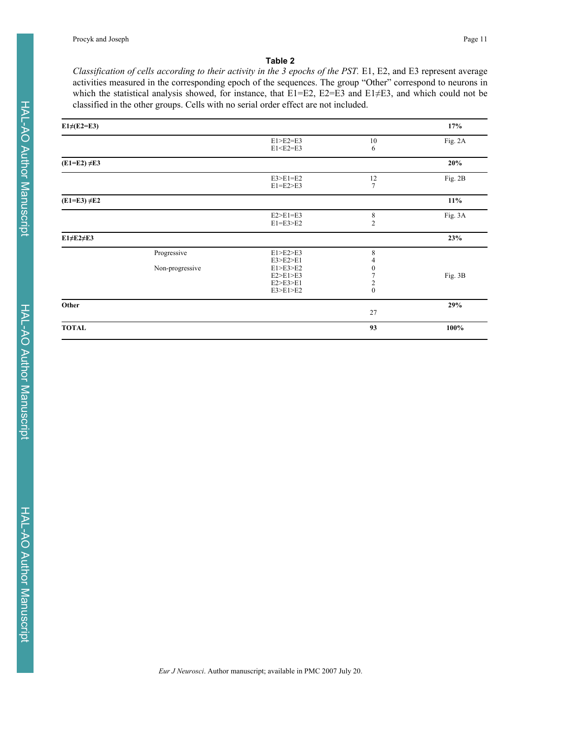**Table 2**

*Classification of cells according to their activity in the 3 epochs of the PST.* E1, E2, and E3 represent average activities measured in the corresponding epoch of the sequences. The group "Other" correspond to neurons in which the statistical analysis showed, for instance, that E1=E2, E2=E3 and E1≠E3, and which could not be classified in the other groups. Cells with no serial order effect are not included.

| | | | | |
|---|---|---|---|---|
| **E1≠(E2=E3)** | | | | **17%** |
| | | E1>E2=E3<br>E1<E2=E3 | 10<br>6 | Fig. 2A |
| **(E1=E2) ≠E3** | | | | **20%** |
| | | E3>E1=E2<br>E1=E2>E3 | 12<br>7 | Fig. 2B |
| **(E1=E3) ≠E2** | | | | **11%** |
| | | E2>E1=E3<br>E1=E3>E2 | 8<br>2 | Fig. 3A |
| **E1≠E2≠E3** | | | | **23%** |
| | Progressive | E1>E2>E3<br>E3>E2>E1 | 8<br>4 | |
| | Non-progressive | E1>E3>E2<br>E2>E1>E3<br>E2>E3>E1<br>E3>E1>E2 | 0<br>7<br>2<br>0 | Fig. 3B |
| **Other** | | | 27 | **29%** |
| **TOTAL** | | | **93** | **100%** |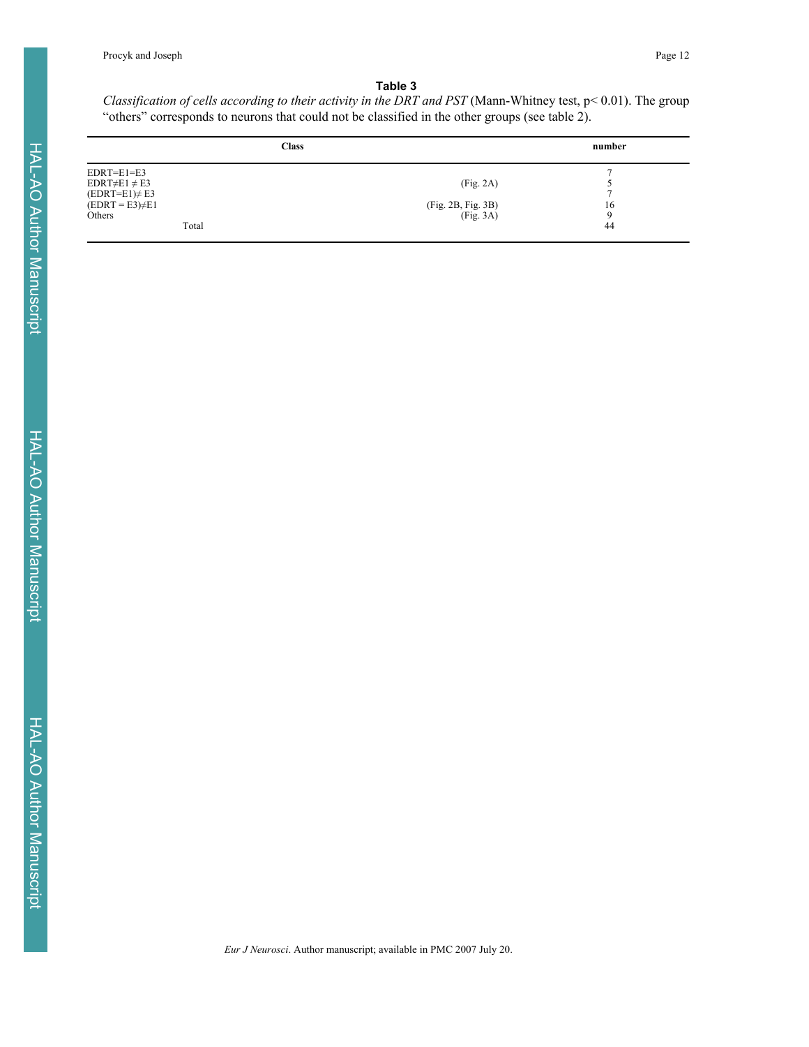**Table 3**

*Classification of cells according to their activity in the DRT and PST* (Mann-Whitney test, $p < 0.01$). The group "others" corresponds to neurons that could not be classified in the other groups (see table 2).

| Class | | number |
|---|---|---|
| EDRT=E1=E3 | | 7 |
| EDRT≠E1 ≠ E3 | (Fig. 2A) | 5 |
| (EDRT=E1)≠ E3 | | 7 |
| (EDRT = E3)≠E1 | (Fig. 2B, Fig. 3B) | 16 |
| Others | (Fig. 3A) | 9 |
| Total | | 44 |